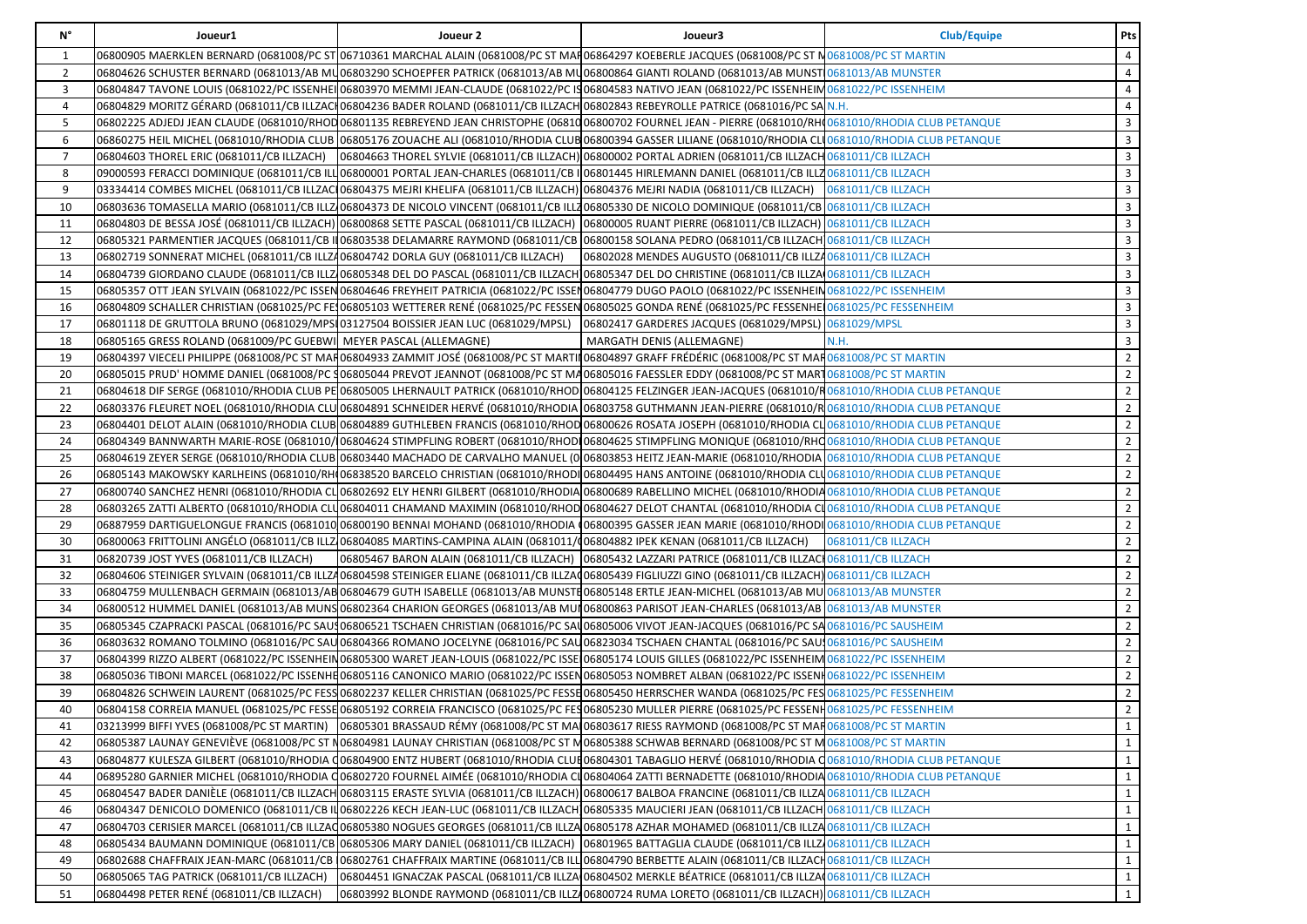| N° | Joueur1 | Joueur 2 | Joueur3 | Club/Equipe | Pts |
|---|---|---|---|---|---|
| 1 | 06800905 MAERKLEN BERNARD (0681008/PC ST | 06710361 MARCHAL ALAIN (0681008/PC ST MAR | 06864297 KOEBERLE JACQUES (0681008/PC ST M | 0681008/PC ST MARTIN | 4 |
| 2 | 06804626 SCHUSTER BERNARD (0681013/AB MU | 06803290 SCHOEPFER PATRICK (0681013/AB MU | 06800864 GIANTI ROLAND (0681013/AB MUNST | 0681013/AB MUNSTER | 4 |
| 3 | 06804847 TAVONE LOUIS (0681022/PC ISSENHEI | 06803970 MEMMI JEAN-CLAUDE (0681022/PC IS | 06804583 NATIVO JEAN (0681022/PC ISSENHEIM | 0681022/PC ISSENHEIM | 4 |
| 4 | 06804829 MORITZ GÉRARD (0681011/CB ILLZACH | 06804236 BADER ROLAND (0681011/CB ILLZACH | 06802843 REBEYROLLE PATRICE (0681016/PC SA | N.H. | 4 |
| 5 | 06802225 ADJEDJ JEAN CLAUDE (0681010/RHOD | 06801135 REBREYEND JEAN CHRISTOPHE (06810 | 06800702 FOURNEL JEAN - PIERRE (0681010/RH | 0681010/RHODIA CLUB PETANQUE | 3 |
| 6 | 06860275 HEIL MICHEL (0681010/RHODIA CLUB | 06805176 ZOUACHE ALI (0681010/RHODIA CLUB | 06800394 GASSER LILIANE (0681010/RHODIA CL | 0681010/RHODIA CLUB PETANQUE | 3 |
| 7 | 06804603 THOREL ERIC (0681011/CB ILLZACH) | 06804663 THOREL SYLVIE (0681011/CB ILLZACH) | 06800002 PORTAL ADRIEN (0681011/CB ILLZACH | 0681011/CB ILLZACH | 3 |
| 8 | 09000593 FERACCI DOMINIQUE (0681011/CB ILL | 06800001 PORTAL JEAN-CHARLES (0681011/CB I | 06801445 HIRLEMANN DANIEL (0681011/CB ILLZ | 0681011/CB ILLZACH | 3 |
| 9 | 03334414 COMBES MICHEL (0681011/CB ILLZAC | 06804375 MEJRI KHELIFA (0681011/CB ILLZACH) | 06804376 MEJRI NADIA (0681011/CB ILLZACH) | 0681011/CB ILLZACH | 3 |
| 10 | 06803636 TOMASELLA MARIO (0681011/CB ILLZ | 06804373 DE NICOLO VINCENT (0681011/CB ILLZ | 06805330 DE NICOLO DOMINIQUE (0681011/CB | 0681011/CB ILLZACH | 3 |
| 11 | 06804803 DE BESSA JOSÉ (0681011/CB ILLZACH) | 06800868 SETTE PASCAL (0681011/CB ILLZACH) | 06800005 RUANT PIERRE (0681011/CB ILLZACH) | 0681011/CB ILLZACH | 3 |
| 12 | 06805321 PARMENTIER JACQUES (0681011/CB I | 06803538 DELAMARRE RAYMOND (0681011/CB | 06800158 SOLANA PEDRO (0681011/CB ILLZACH | 0681011/CB ILLZACH | 3 |
| 13 | 06802719 SONNERAT MICHEL (0681011/CB ILLZ | 06804742 DORLA GUY (0681011/CB ILLZACH) | 06802028 MENDES AUGUSTO (0681011/CB ILLZ | 0681011/CB ILLZACH | 3 |
| 14 | 06804739 GIORDANO CLAUDE (0681011/CB ILLZ | 06805348 DEL DO PASCAL (0681011/CB ILLZACH | 06805347 DEL DO CHRISTINE (0681011/CB ILLZA | 0681011/CB ILLZACH | 3 |
| 15 | 06805357 OTT JEAN SYLVAIN (0681022/PC ISSEN | 06804646 FREYHEIT PATRICIA (0681022/PC ISSEN | 06804779 DUGO PAOLO (0681022/PC ISSENHEIN | 0681022/PC ISSENHEIM | 3 |
| 16 | 06804809 SCHALLER CHRISTIAN (0681025/PC FE | 06805103 WETTERER RENÉ (0681025/PC FESSEN | 06805025 GONDA RENÉ (0681025/PC FESSENHE | 0681025/PC FESSENHEIM | 3 |
| 17 | 06801118 DE GRUTTOLA BRUNO (0681029/MPS | 03127504 BOISSIER JEAN LUC (0681029/MPSL) | 06802417 GARDERES JACQUES (0681029/MPSL) | 0681029/MPSL | 3 |
| 18 | 06805165 GRESS ROLAND (0681009/PC GUEBWI | MEYER PASCAL (ALLEMAGNE) | MARGATH DENIS (ALLEMAGNE) | N.H. | 3 |
| 19 | 06804397 VIECELI PHILIPPE (0681008/PC ST MAR | 06804933 ZAMMIT JOSÉ (0681008/PC ST MARTI | 06804897 GRAFF FRÉDÉRIC (0681008/PC ST MAR | 0681008/PC ST MARTIN | 2 |
| 20 | 06805015 PRUD' HOMME DANIEL (0681008/PC S | 06805044 PREVOT JEANNOT (0681008/PC ST MA | 06805016 FAESSLER EDDY (0681008/PC ST MART | 0681008/PC ST MARTIN | 2 |
| 21 | 06804618 DIF SERGE (0681010/RHODIA CLUB PE | 06805005 LHERNAULT PATRICK (0681010/RHOD | 06804125 FELZINGER JEAN-JACQUES (0681010/R | 0681010/RHODIA CLUB PETANQUE | 2 |
| 22 | 06803376 FLEURET NOEL (0681010/RHODIA CLU | 06804891 SCHNEIDER HERVÉ (0681010/RHODIA | 06803758 GUTHMANN JEAN-PIERRE (0681010/R | 0681010/RHODIA CLUB PETANQUE | 2 |
| 23 | 06804401 DELOT ALAIN (0681010/RHODIA CLUB | 06804889 GUTHLEBEN FRANCIS (0681010/RHOD | 06800626 ROSATA JOSEPH (0681010/RHODIA CL | 0681010/RHODIA CLUB PETANQUE | 2 |
| 24 | 06804349 BANNWARTH MARIE-ROSE (0681010/ | 06804624 STIMPFLING ROBERT (0681010/RHOD | 06804625 STIMPFLING MONIQUE (0681010/RHO | 0681010/RHODIA CLUB PETANQUE | 2 |
| 25 | 06804619 ZEYER SERGE (0681010/RHODIA CLUB | 06803440 MACHADO DE CARVALHO MANUEL (0 | 06803853 HEITZ JEAN-MARIE (0681010/RHODIA | 0681010/RHODIA CLUB PETANQUE | 2 |
| 26 | 06805143 MAKOWSKY KARLHEINS (0681010/RH | 06838520 BARCELO CHRISTIAN (0681010/RHODI | 06804495 HANS ANTOINE (0681010/RHODIA CLU | 0681010/RHODIA CLUB PETANQUE | 2 |
| 27 | 06800740 SANCHEZ HENRI (0681010/RHODIA CL | 06802692 ELY HENRI GILBERT (0681010/RHODIA | 06800689 RABELLINO MICHEL (0681010/RHODIA | 0681010/RHODIA CLUB PETANQUE | 2 |
| 28 | 06803265 ZATTI ALBERTO (0681010/RHODIA CLU | 06804011 CHAMAND MAXIMIN (0681010/RHOD | 06804627 DELOT CHANTAL (0681010/RHODIA CL | 0681010/RHODIA CLUB PETANQUE | 2 |
| 29 | 06887959 DARTIGUELONGUE FRANCIS (0681010 | 06800190 BENNAI MOHAND (0681010/RHODIA | 06800395 GASSER JEAN MARIE (0681010/RHODI | 0681010/RHODIA CLUB PETANQUE | 2 |
| 30 | 06800063 FRITTOLINI ANGÉLO (0681011/CB ILLZ | 06804085 MARTINS-CAMPINA ALAIN (0681011/ | 06804882 IPEK KENAN (0681011/CB ILLZACH) | 0681011/CB ILLZACH | 2 |
| 31 | 06820739 JOST YVES (0681011/CB ILLZACH) | 06805467 BARON ALAIN (0681011/CB ILLZACH) | 06805432 LAZZARI PATRICE (0681011/CB ILLZAC | 0681011/CB ILLZACH | 2 |
| 32 | 06804606 STEINIGER SYLVAIN (0681011/CB ILLZ | 06804598 STEINIGER ELIANE (0681011/CB ILLZA | 06805439 FIGLIUZZI GINO (0681011/CB ILLZACH) | 0681011/CB ILLZACH | 2 |
| 33 | 06804759 MULLENBACH GERMAIN (0681013/AB | 06804679 GUTH ISABELLE (0681013/AB MUNSTE | 06805148 ERTLE JEAN-MICHEL (0681013/AB MU | 0681013/AB MUNSTER | 2 |
| 34 | 06800512 HUMMEL DANIEL (0681013/AB MUNS | 06802364 CHARION GEORGES (0681013/AB MU | 06800863 PARISOT JEAN-CHARLES (0681013/AB | 0681013/AB MUNSTER | 2 |
| 35 | 06805345 CZAPRACKI PASCAL (0681016/PC SAUS | 06806521 TSCHAEN CHRISTIAN (0681016/PC SAU | 06805006 VIVOT JEAN-JACQUES (0681016/PC SA | 0681016/PC SAUSHEIM | 2 |
| 36 | 06803632 ROMANO TOLMINO (0681016/PC SAU | 06804366 ROMANO JOCELYNE (0681016/PC SAU | 06823034 TSCHAEN CHANTAL (0681016/PC SAUS | 0681016/PC SAUSHEIM | 2 |
| 37 | 06804399 RIZZO ALBERT (0681022/PC ISSENHEIN | 06805300 WARET JEAN-LOUIS (0681022/PC ISSE | 06805174 LOUIS GILLES (0681022/PC ISSENHEIM | 0681022/PC ISSENHEIM | 2 |
| 38 | 06805036 TIBONI MARCEL (0681022/PC ISSENHE | 06805116 CANONICO MARIO (0681022/PC ISSEN | 06805053 NOMBRET ALBAN (0681022/PC ISSENH | 0681022/PC ISSENHEIM | 2 |
| 39 | 06804826 SCHWEIN LAURENT (0681025/PC FESS | 06802237 KELLER CHRISTIAN (0681025/PC FESSE | 06805450 HERRSCHER WANDA (0681025/PC FES | 0681025/PC FESSENHEIM | 2 |
| 40 | 06804158 CORREIA MANUEL (0681025/PC FESSE | 06805192 CORREIA FRANCISCO (0681025/PC FES | 06805230 MULLER PIERRE (0681025/PC FESSENH | 0681025/PC FESSENHEIM | 2 |
| 41 | 03213999 BIFFI YVES (0681008/PC ST MARTIN) | 06805301 BRASSAUD RÉMY (0681008/PC ST MA | 06803617 RIESS RAYMOND (0681008/PC ST MAR | 0681008/PC ST MARTIN | 1 |
| 42 | 06805387 LAUNAY GENEVIÈVE (0681008/PC ST N | 06804981 LAUNAY CHRISTIAN (0681008/PC ST M | 06805388 SCHWAB BERNARD (0681008/PC ST M | 0681008/PC ST MARTIN | 1 |
| 43 | 06804877 KULESZA GILBERT (0681010/RHODIA C | 06804900 ENTZ HUBERT (0681010/RHODIA CLUB | 06804301 TABAGLIO HERVÉ (0681010/RHODIA C | 0681010/RHODIA CLUB PETANQUE | 1 |
| 44 | 06895280 GARNIER MICHEL (0681010/RHODIA C | 06802720 FOURNEL AIMÉE (0681010/RHODIA CL | 06804064 ZATTI BERNADETTE (0681010/RHODIA | 0681010/RHODIA CLUB PETANQUE | 1 |
| 45 | 06804547 BADER DANIÈLE (0681011/CB ILLZACH | 06803115 ERASTE SYLVIA (0681011/CB ILLZACH) | 06800617 BALBOA FRANCINE (0681011/CB ILLZA | 0681011/CB ILLZACH | 1 |
| 46 | 06804347 DENICOLO DOMENICO (0681011/CB IL | 06802226 KECH JEAN-LUC (0681011/CB ILLZACH | 06805335 MAUCIERI JEAN (0681011/CB ILLZACH | 0681011/CB ILLZACH | 1 |
| 47 | 06804703 CERISIER MARCEL (0681011/CB ILLZAC | 06805380 NOGUES GEORGES (0681011/CB ILLZA | 06805178 AZHAR MOHAMED (0681011/CB ILLZA | 0681011/CB ILLZACH | 1 |
| 48 | 06805434 BAUMANN DOMINIQUE (0681011/CB | 06805306 MARY DANIEL (0681011/CB ILLZACH) | 06801965 BATTAGLIA CLAUDE (0681011/CB ILLZ | 0681011/CB ILLZACH | 1 |
| 49 | 06802688 CHAFFRAIX JEAN-MARC (0681011/CB | 06802761 CHAFFRAIX MARTINE (0681011/CB ILL | 06804790 BERBETTE ALAIN (0681011/CB ILLZACH | 0681011/CB ILLZACH | 1 |
| 50 | 06805065 TAG PATRICK (0681011/CB ILLZACH) | 06804451 IGNACZAK PASCAL (0681011/CB ILLZA | 06804502 MERKLE BÉATRICE (0681011/CB ILLZA | 0681011/CB ILLZACH | 1 |
| 51 | 06804498 PETER RENÉ (0681011/CB ILLZACH) | 06803992 BLONDE RAYMOND (0681011/CB ILLZ | 06800724 RUMA LORETO (0681011/CB ILLZACH) | 0681011/CB ILLZACH | 1 |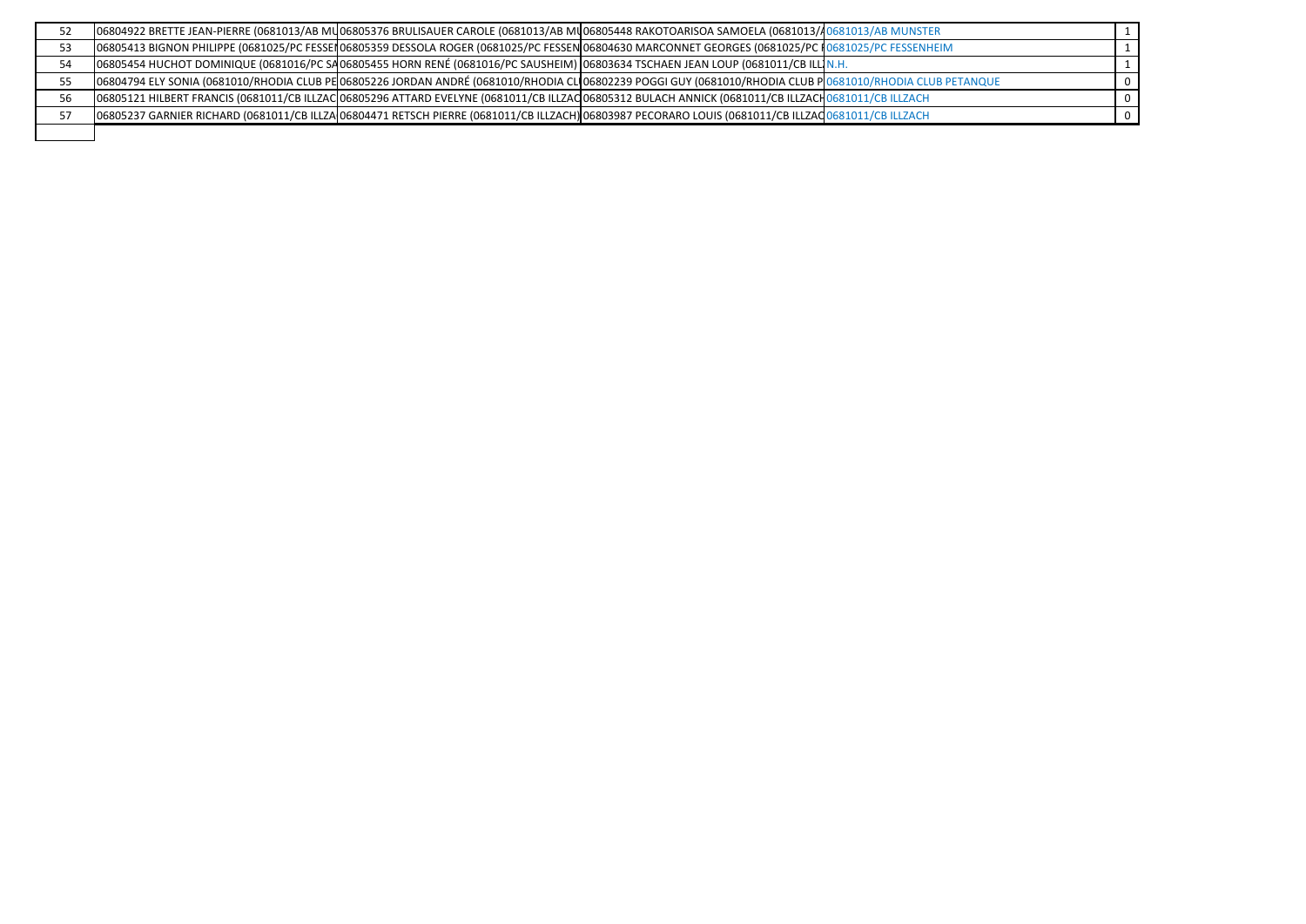| | | | | | |
|---|---|---|---|---|---|
| 52 | 06804922 BRETTE JEAN-PIERRE (0681013/AB MU | 06805376 BRULISAUER CAROLE (0681013/AB MU | 06805448 RAKOTOARISOA SAMOELA (0681013/A | 0681013/AB MUNSTER | 1 |
| 53 | 06805413 BIGNON PHILIPPE (0681025/PC FESSEI | 06805359 DESSOLA ROGER (0681025/PC FESSEN | 06804630 MARCONNET GEORGES (0681025/PC I | 0681025/PC FESSENHEIM | 1 |
| 54 | 06805454 HUCHOT DOMINIQUE (0681016/PC SA | 06805455 HORN RENÉ (0681016/PC SAUSHEIM) | 06803634 TSCHAEN JEAN LOUP (0681011/CB ILL | N.H. | 1 |
| 55 | 06804794 ELY SONIA (0681010/RHODIA CLUB PE | 06805226 JORDAN ANDRÉ (0681010/RHODIA CL | 06802239 POGGI GUY (0681010/RHODIA CLUB P | 0681010/RHODIA CLUB PETANQUE | 0 |
| 56 | 06805121 HILBERT FRANCIS (0681011/CB ILLZAC | 06805296 ATTARD EVELYNE (0681011/CB ILLZAC | 06805312 BULACH ANNICK (0681011/CB ILLZACH | 0681011/CB ILLZACH | 0 |
| 57 | 06805237 GARNIER RICHARD (0681011/CB ILLZA | 06804471 RETSCH PIERRE (0681011/CB ILLZACH) | 06803987 PECORARO LOUIS (0681011/CB ILLZAC | 0681011/CB ILLZACH | 0 |